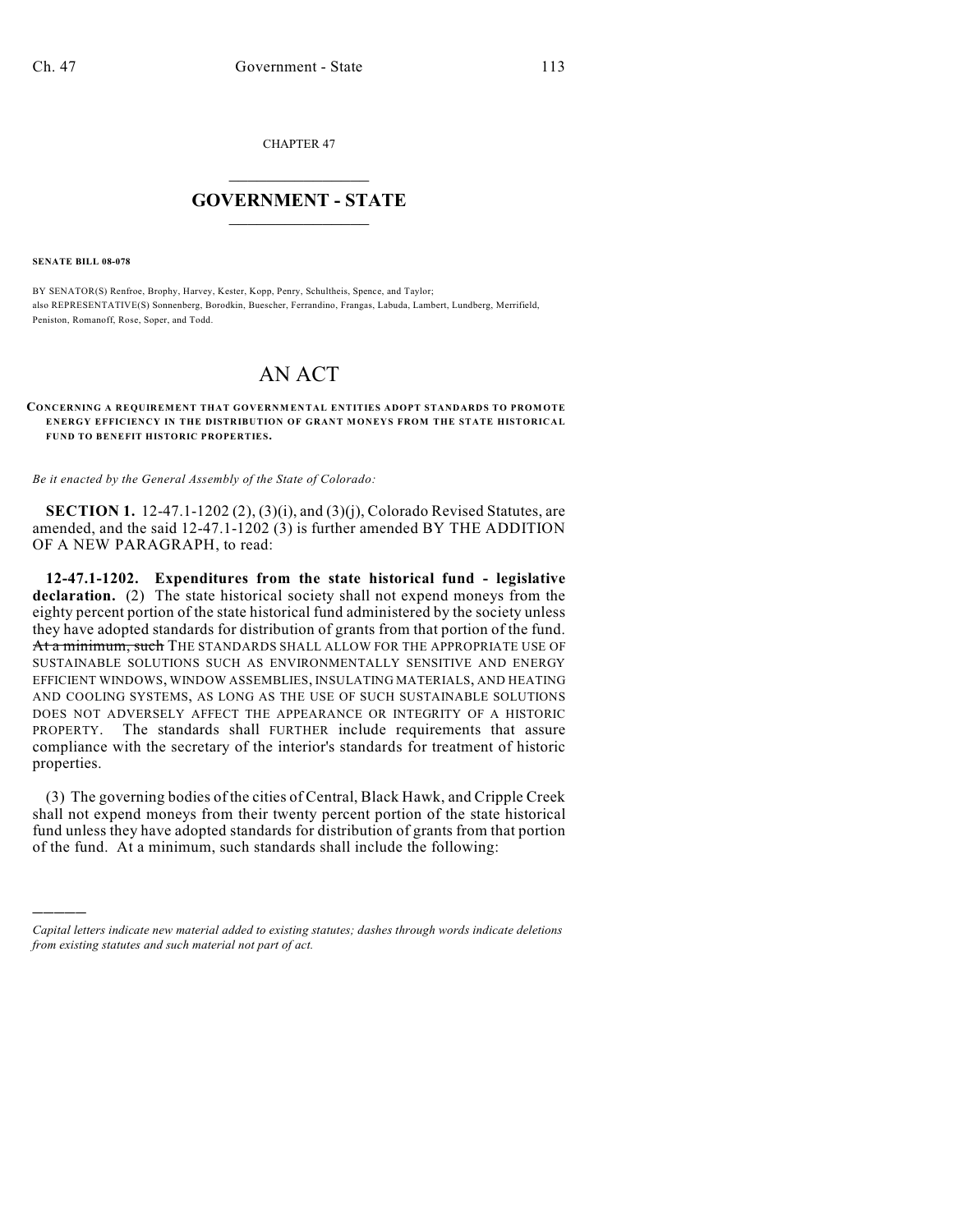CHAPTER 47

# GOVERNMENT - STATE

**SENATE BILL 08-078**

BY SENATOR(S) Renfroe, Brophy, Harvey, Kester, Kopp, Penry, Schultheis, Spence, and Taylor;
also REPRESENTATIVE(S) Sonnenberg, Borodkin, Buescher, Ferrandino, Frangas, Labuda, Lambert, Lundberg, Merrifield, Peniston, Romanoff, Rose, Soper, and Todd.

# AN ACT

**CONCERNING A REQUIREMENT THAT GOVERNMENTAL ENTITIES ADOPT STANDARDS TO PROMOTE ENERGY EFFICIENCY IN THE DISTRIBUTION OF GRANT MONEYS FROM THE STATE HISTORICAL FUND TO BENEFIT HISTORIC PROPERTIES.**

*Be it enacted by the General Assembly of the State of Colorado:*

**SECTION 1.** 12-47.1-1202 (2), (3)(i), and (3)(j), Colorado Revised Statutes, are amended, and the said 12-47.1-1202 (3) is further amended BY THE ADDITION OF A NEW PARAGRAPH, to read:

**12-47.1-1202. Expenditures from the state historical fund - legislative declaration.** (2) The state historical society shall not expend moneys from the eighty percent portion of the state historical fund administered by the society unless they have adopted standards for distribution of grants from that portion of the fund. ~~At a minimum, such~~ THE STANDARDS SHALL ALLOW FOR THE APPROPRIATE USE OF SUSTAINABLE SOLUTIONS SUCH AS ENVIRONMENTALLY SENSITIVE AND ENERGY EFFICIENT WINDOWS, WINDOW ASSEMBLIES, INSULATING MATERIALS, AND HEATING AND COOLING SYSTEMS, AS LONG AS THE USE OF SUCH SUSTAINABLE SOLUTIONS DOES NOT ADVERSELY AFFECT THE APPEARANCE OR INTEGRITY OF A HISTORIC PROPERTY. The standards shall FURTHER include requirements that assure compliance with the secretary of the interior's standards for treatment of historic properties.

(3) The governing bodies of the cities of Central, Black Hawk, and Cripple Creek shall not expend moneys from their twenty percent portion of the state historical fund unless they have adopted standards for distribution of grants from that portion of the fund. At a minimum, such standards shall include the following:

---

*Capital letters indicate new material added to existing statutes; dashes through words indicate deletions from existing statutes and such material not part of act.*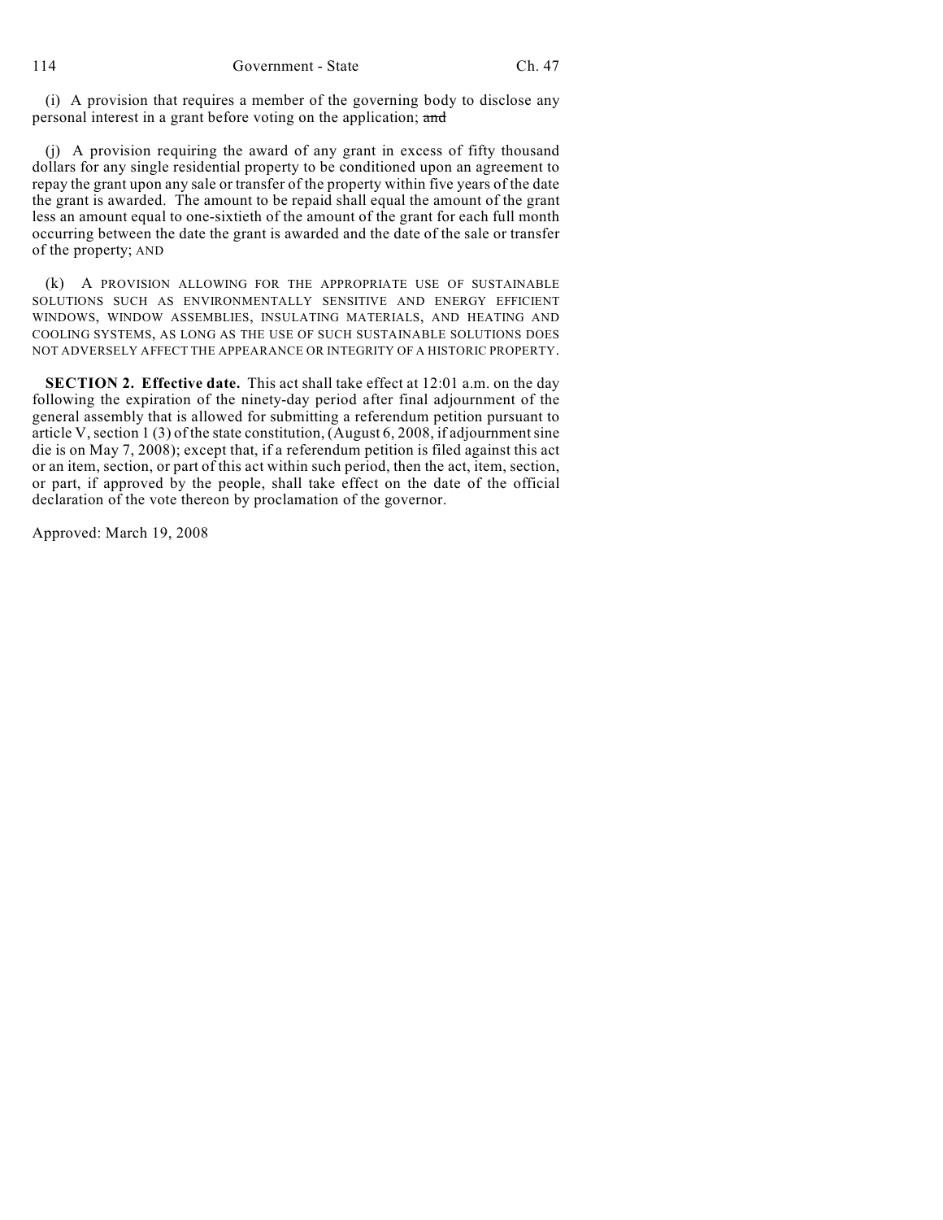(i) A provision that requires a member of the governing body to disclose any personal interest in a grant before voting on the application; ~~and~~

(j) A provision requiring the award of any grant in excess of fifty thousand dollars for any single residential property to be conditioned upon an agreement to repay the grant upon any sale or transfer of the property within five years of the date the grant is awarded. The amount to be repaid shall equal the amount of the grant less an amount equal to one-sixtieth of the amount of the grant for each full month occurring between the date the grant is awarded and the date of the sale or transfer of the property; AND

(k) A PROVISION ALLOWING FOR THE APPROPRIATE USE OF SUSTAINABLE SOLUTIONS SUCH AS ENVIRONMENTALLY SENSITIVE AND ENERGY EFFICIENT WINDOWS, WINDOW ASSEMBLIES, INSULATING MATERIALS, AND HEATING AND COOLING SYSTEMS, AS LONG AS THE USE OF SUCH SUSTAINABLE SOLUTIONS DOES NOT ADVERSELY AFFECT THE APPEARANCE OR INTEGRITY OF A HISTORIC PROPERTY.

**SECTION 2. Effective date.** This act shall take effect at 12:01 a.m. on the day following the expiration of the ninety-day period after final adjournment of the general assembly that is allowed for submitting a referendum petition pursuant to article V, section 1 (3) of the state constitution, (August 6, 2008, if adjournment sine die is on May 7, 2008); except that, if a referendum petition is filed against this act or an item, section, or part of this act within such period, then the act, item, section, or part, if approved by the people, shall take effect on the date of the official declaration of the vote thereon by proclamation of the governor.

Approved: March 19, 2008